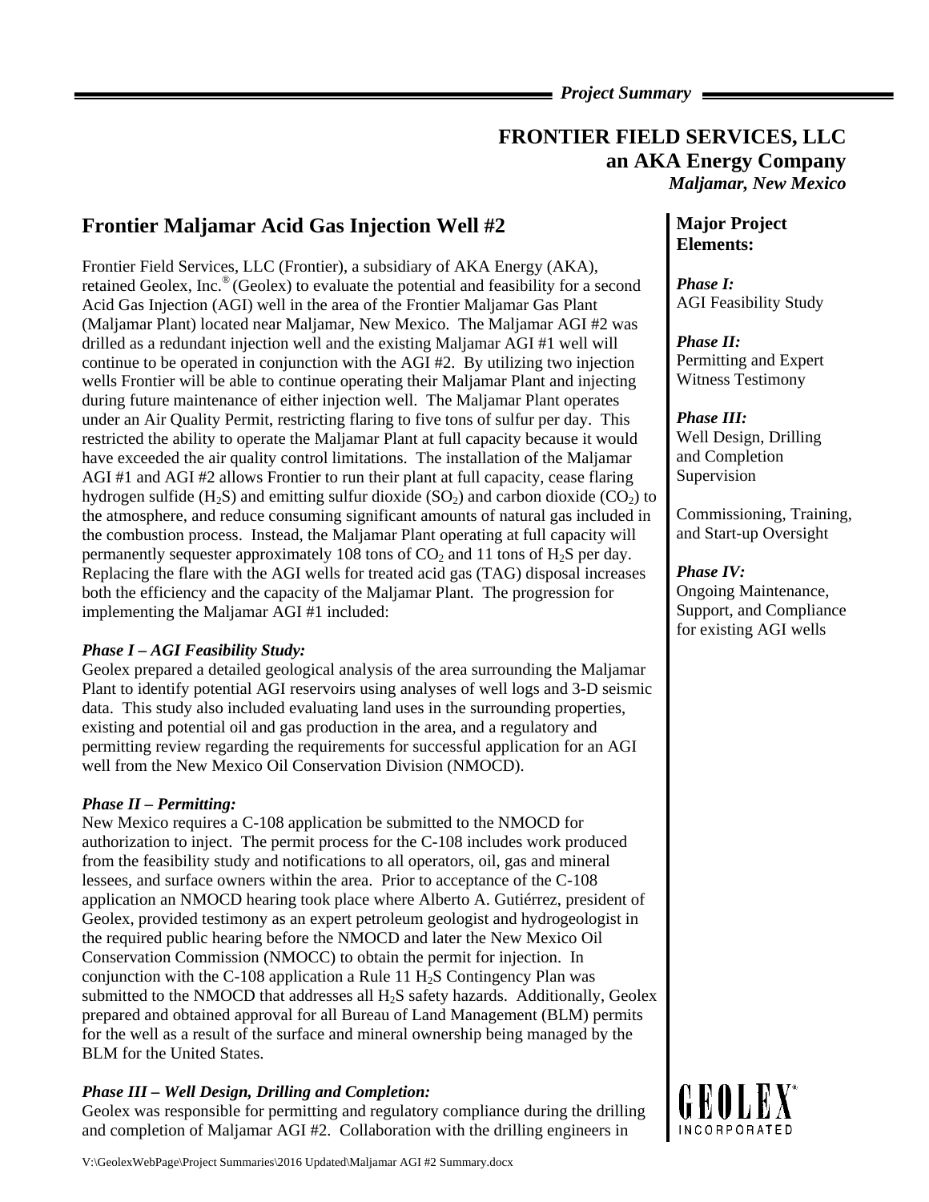*Project Summary*

**FRONTIER FIELD SERVICES, LLC**
**an AKA Energy Company**
***Maljamar, New Mexico***

## Frontier Maljamar Acid Gas Injection Well #2

Frontier Field Services, LLC (Frontier), a subsidiary of AKA Energy (AKA), retained Geolex, Inc.® (Geolex) to evaluate the potential and feasibility for a second Acid Gas Injection (AGI) well in the area of the Frontier Maljamar Gas Plant (Maljamar Plant) located near Maljamar, New Mexico. The Maljamar AGI #2 was drilled as a redundant injection well and the existing Maljamar AGI #1 well will continue to be operated in conjunction with the AGI #2. By utilizing two injection wells Frontier will be able to continue operating their Maljamar Plant and injecting during future maintenance of either injection well. The Maljamar Plant operates under an Air Quality Permit, restricting flaring to five tons of sulfur per day. This restricted the ability to operate the Maljamar Plant at full capacity because it would have exceeded the air quality control limitations. The installation of the Maljamar AGI #1 and AGI #2 allows Frontier to run their plant at full capacity, cease flaring hydrogen sulfide ($H_2S$) and emitting sulfur dioxide ($SO_2$) and carbon dioxide ($CO_2$) to the atmosphere, and reduce consuming significant amounts of natural gas included in the combustion process. Instead, the Maljamar Plant operating at full capacity will permanently sequester approximately 108 tons of $CO_2$ and 11 tons of $H_2S$ per day. Replacing the flare with the AGI wells for treated acid gas (TAG) disposal increases both the efficiency and the capacity of the Maljamar Plant. The progression for implementing the Maljamar AGI #1 included:

***Phase I – AGI Feasibility Study:***
Geolex prepared a detailed geological analysis of the area surrounding the Maljamar Plant to identify potential AGI reservoirs using analyses of well logs and 3-D seismic data. This study also included evaluating land uses in the surrounding properties, existing and potential oil and gas production in the area, and a regulatory and permitting review regarding the requirements for successful application for an AGI well from the New Mexico Oil Conservation Division (NMOCD).

***Phase II – Permitting:***
New Mexico requires a C-108 application be submitted to the NMOCD for authorization to inject. The permit process for the C-108 includes work produced from the feasibility study and notifications to all operators, oil, gas and mineral lessees, and surface owners within the area. Prior to acceptance of the C-108 application an NMOCD hearing took place where Alberto A. Gutiérrez, president of Geolex, provided testimony as an expert petroleum geologist and hydrogeologist in the required public hearing before the NMOCD and later the New Mexico Oil Conservation Commission (NMOCC) to obtain the permit for injection. In conjunction with the C-108 application a Rule 11 $H_2S$ Contingency Plan was submitted to the NMOCD that addresses all $H_2S$ safety hazards. Additionally, Geolex prepared and obtained approval for all Bureau of Land Management (BLM) permits for the well as a result of the surface and mineral ownership being managed by the BLM for the United States.

***Phase III – Well Design, Drilling and Completion:***
Geolex was responsible for permitting and regulatory compliance during the drilling and completion of Maljamar AGI #2. Collaboration with the drilling engineers in

**Major Project Elements:**

***Phase I:***
AGI Feasibility Study

***Phase II:***
Permitting and Expert Witness Testimony

***Phase III:***
Well Design, Drilling and Completion Supervision

Commissioning, Training, and Start-up Oversight

***Phase IV:***
Ongoing Maintenance, Support, and Compliance for existing AGI wells

GEOLEX® INCORPORATED

V:\GeolexWebPage\Project Summaries\2016 Updated\Maljamar AGI #2 Summary.docx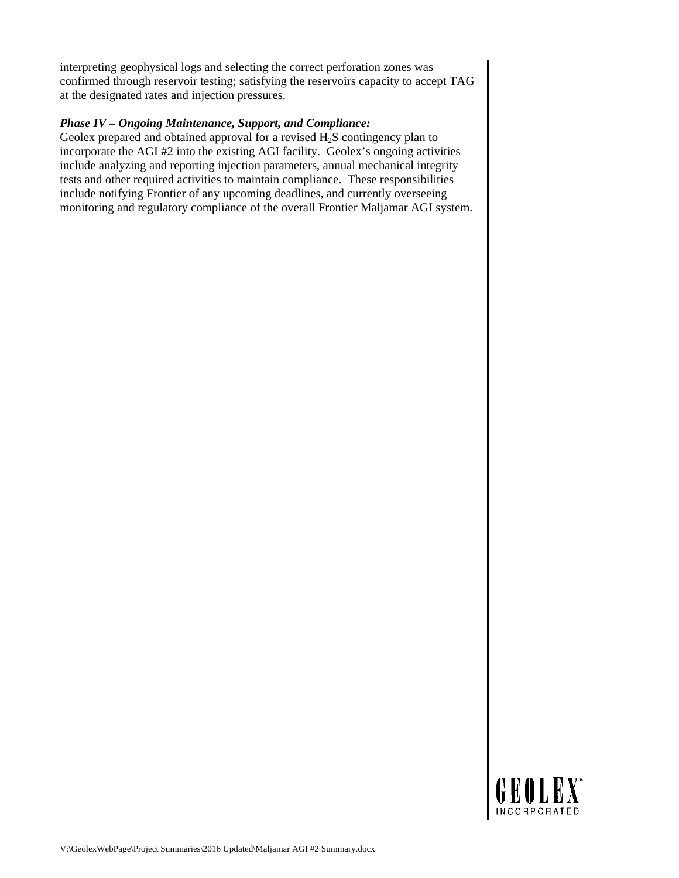interpreting geophysical logs and selecting the correct perforation zones was confirmed through reservoir testing; satisfying the reservoirs capacity to accept TAG at the designated rates and injection pressures.

***Phase IV – Ongoing Maintenance, Support, and Compliance:***
Geolex prepared and obtained approval for a revised $H_2S$ contingency plan to incorporate the AGI #2 into the existing AGI facility. Geolex's ongoing activities include analyzing and reporting injection parameters, annual mechanical integrity tests and other required activities to maintain compliance. These responsibilities include notifying Frontier of any upcoming deadlines, and currently overseeing monitoring and regulatory compliance of the overall Frontier Maljamar AGI system.